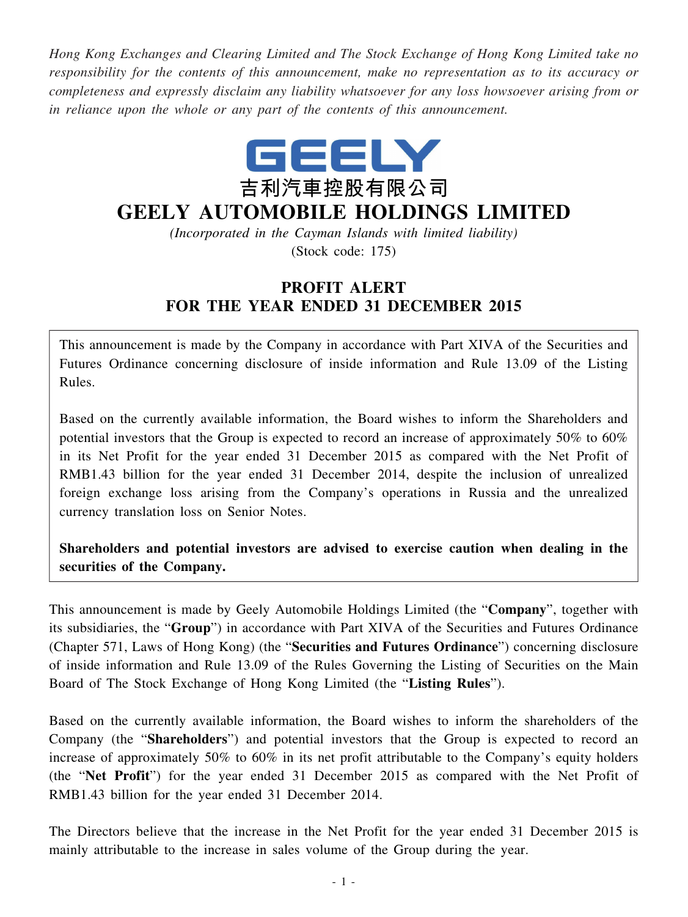*Hong Kong Exchanges and Clearing Limited and The Stock Exchange of Hong Kong Limited take no responsibility for the contents of this announcement, make no representation as to its accuracy or completeness and expressly disclaim any liability whatsoever for any loss howsoever arising from or in reliance upon the whole or any part of the contents of this announcement.*

GEELY

吉利汽車控股有限公司

# GEELY AUTOMOBILE HOLDINGS LIMITED

*(Incorporated in the Cayman Islands with limited liability)*

(Stock code: 175)

## PROFIT ALERT
## FOR THE YEAR ENDED 31 DECEMBER 2015

This announcement is made by the Company in accordance with Part XIVA of the Securities and Futures Ordinance concerning disclosure of inside information and Rule 13.09 of the Listing Rules.

Based on the currently available information, the Board wishes to inform the Shareholders and potential investors that the Group is expected to record an increase of approximately 50% to 60% in its Net Profit for the year ended 31 December 2015 as compared with the Net Profit of RMB1.43 billion for the year ended 31 December 2014, despite the inclusion of unrealized foreign exchange loss arising from the Company's operations in Russia and the unrealized currency translation loss on Senior Notes.

**Shareholders and potential investors are advised to exercise caution when dealing in the securities of the Company.**

This announcement is made by Geely Automobile Holdings Limited (the "**Company**", together with its subsidiaries, the "**Group**") in accordance with Part XIVA of the Securities and Futures Ordinance (Chapter 571, Laws of Hong Kong) (the "**Securities and Futures Ordinance**") concerning disclosure of inside information and Rule 13.09 of the Rules Governing the Listing of Securities on the Main Board of The Stock Exchange of Hong Kong Limited (the "**Listing Rules**").

Based on the currently available information, the Board wishes to inform the shareholders of the Company (the "**Shareholders**") and potential investors that the Group is expected to record an increase of approximately 50% to 60% in its net profit attributable to the Company's equity holders (the "**Net Profit**") for the year ended 31 December 2015 as compared with the Net Profit of RMB1.43 billion for the year ended 31 December 2014.

The Directors believe that the increase in the Net Profit for the year ended 31 December 2015 is mainly attributable to the increase in sales volume of the Group during the year.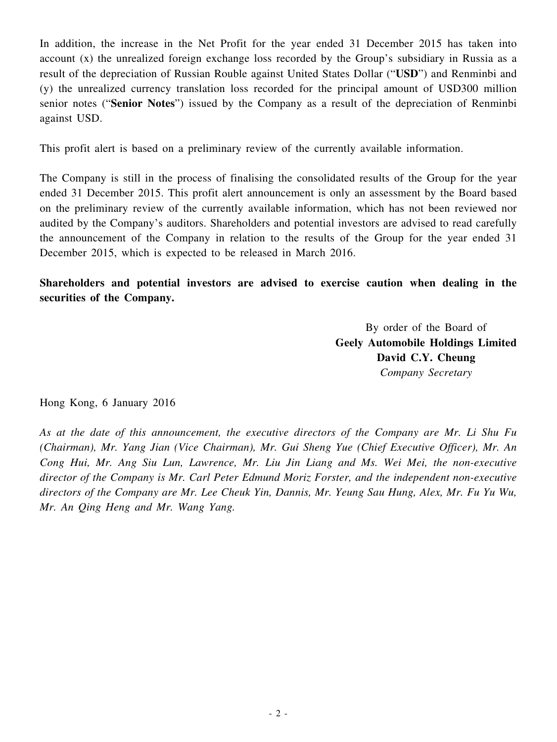In addition, the increase in the Net Profit for the year ended 31 December 2015 has taken into account (x) the unrealized foreign exchange loss recorded by the Group's subsidiary in Russia as a result of the depreciation of Russian Rouble against United States Dollar ("**USD**") and Renminbi and (y) the unrealized currency translation loss recorded for the principal amount of USD300 million senior notes ("**Senior Notes**") issued by the Company as a result of the depreciation of Renminbi against USD.

This profit alert is based on a preliminary review of the currently available information.

The Company is still in the process of finalising the consolidated results of the Group for the year ended 31 December 2015. This profit alert announcement is only an assessment by the Board based on the preliminary review of the currently available information, which has not been reviewed nor audited by the Company's auditors. Shareholders and potential investors are advised to read carefully the announcement of the Company in relation to the results of the Group for the year ended 31 December 2015, which is expected to be released in March 2016.

**Shareholders and potential investors are advised to exercise caution when dealing in the securities of the Company.**

By order of the Board of
**Geely Automobile Holdings Limited**
**David C.Y. Cheung**
*Company Secretary*

Hong Kong, 6 January 2016

*As at the date of this announcement, the executive directors of the Company are Mr. Li Shu Fu (Chairman), Mr. Yang Jian (Vice Chairman), Mr. Gui Sheng Yue (Chief Executive Officer), Mr. An Cong Hui, Mr. Ang Siu Lun, Lawrence, Mr. Liu Jin Liang and Ms. Wei Mei, the non-executive director of the Company is Mr. Carl Peter Edmund Moriz Forster, and the independent non-executive directors of the Company are Mr. Lee Cheuk Yin, Dannis, Mr. Yeung Sau Hung, Alex, Mr. Fu Yu Wu, Mr. An Qing Heng and Mr. Wang Yang.*